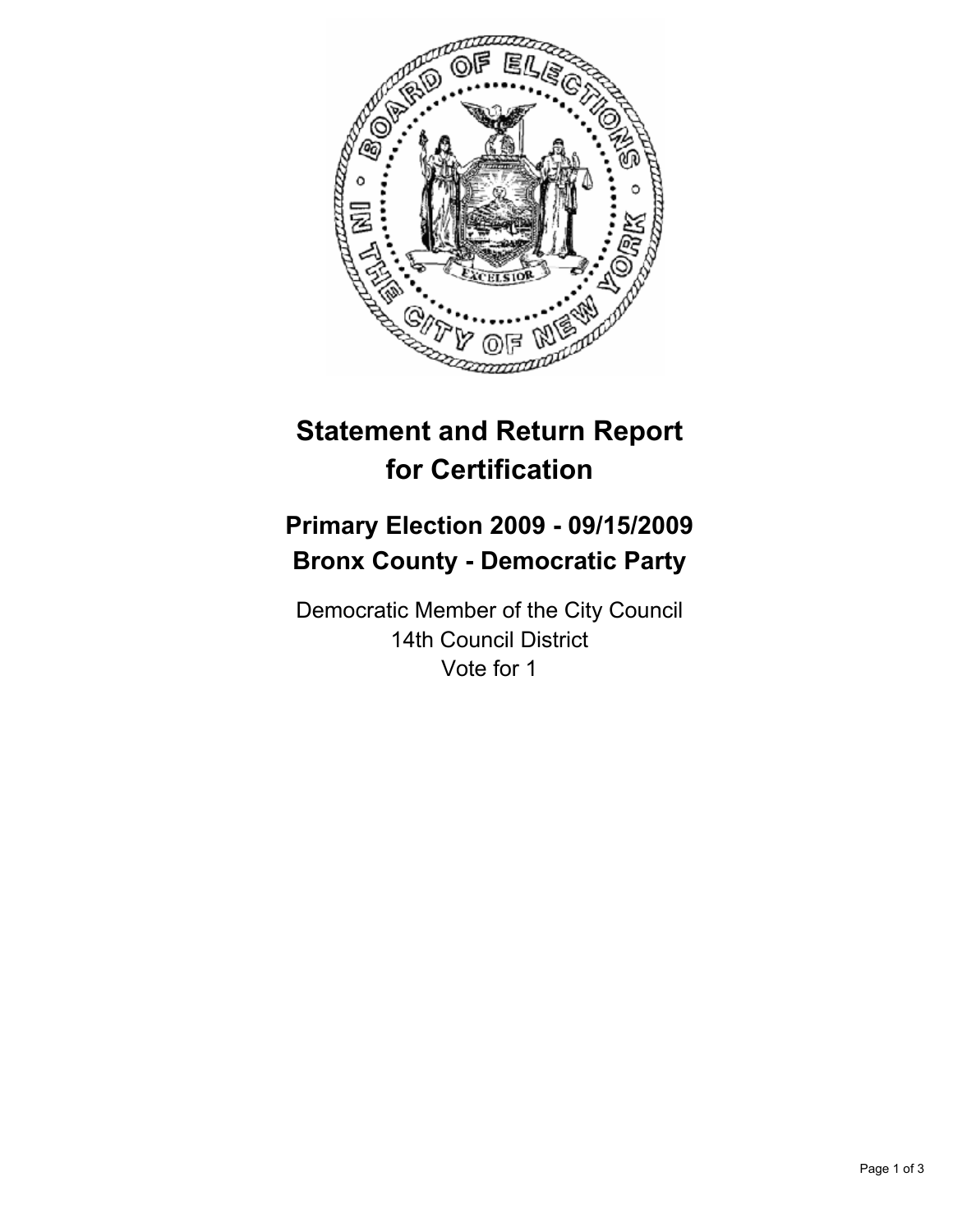# Statement and Return Report for Certification

## Primary Election 2009 - 09/15/2009
## Bronx County - Democratic Party

Democratic Member of the City Council
14th Council District
Vote for 1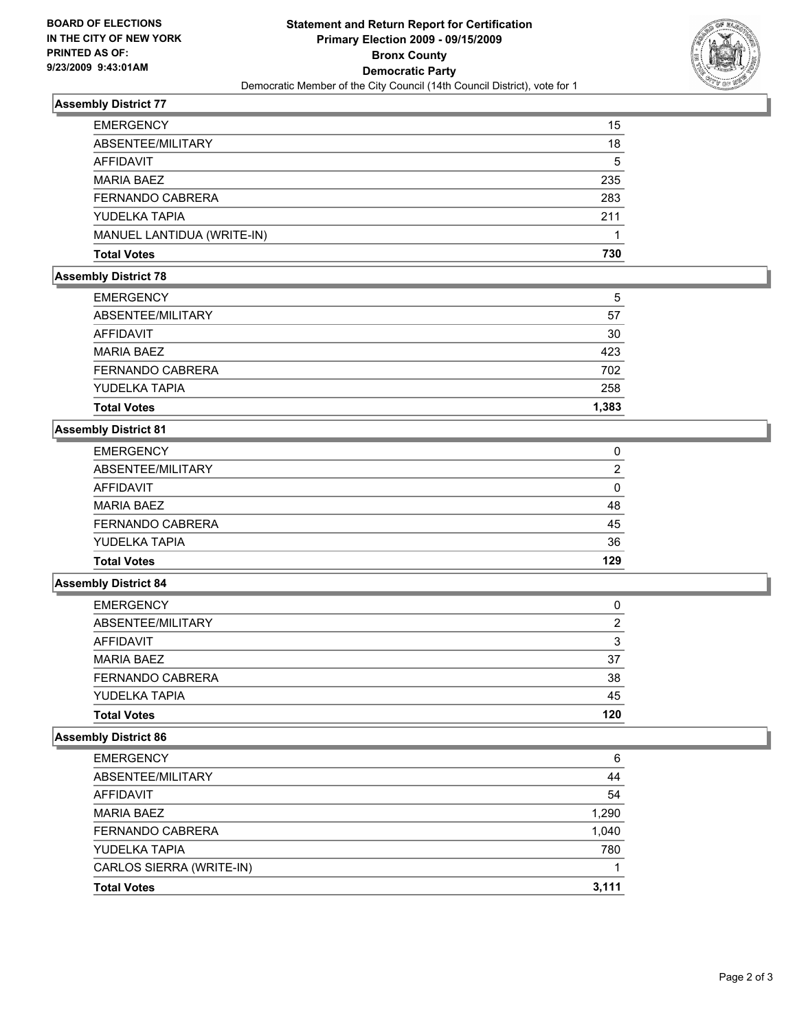**BOARD OF ELECTIONS**
**IN THE CITY OF NEW YORK**
**PRINTED AS OF:**
**9/23/2009 9:43:01AM**

# Statement and Return Report for Certification
## Primary Election 2009 - 09/15/2009
## Bronx County
## Democratic Party

Democratic Member of the City Council (14th Council District), vote for 1

### Assembly District 77

| | |
|---|---|
| EMERGENCY | 15 |
| ABSENTEE/MILITARY | 18 |
| AFFIDAVIT | 5 |
| MARIA BAEZ | 235 |
| FERNANDO CABRERA | 283 |
| YUDELKA TAPIA | 211 |
| MANUEL LANTIDUA (WRITE-IN) | 1 |
| **Total Votes** | **730** |

### Assembly District 78

| | |
|---|---|
| EMERGENCY | 5 |
| ABSENTEE/MILITARY | 57 |
| AFFIDAVIT | 30 |
| MARIA BAEZ | 423 |
| FERNANDO CABRERA | 702 |
| YUDELKA TAPIA | 258 |
| **Total Votes** | **1,383** |

### Assembly District 81

| | |
|---|---|
| EMERGENCY | 0 |
| ABSENTEE/MILITARY | 2 |
| AFFIDAVIT | 0 |
| MARIA BAEZ | 48 |
| FERNANDO CABRERA | 45 |
| YUDELKA TAPIA | 36 |
| **Total Votes** | **129** |

### Assembly District 84

| | |
|---|---|
| EMERGENCY | 0 |
| ABSENTEE/MILITARY | 2 |
| AFFIDAVIT | 3 |
| MARIA BAEZ | 37 |
| FERNANDO CABRERA | 38 |
| YUDELKA TAPIA | 45 |
| **Total Votes** | **120** |

### Assembly District 86

| | |
|---|---|
| EMERGENCY | 6 |
| ABSENTEE/MILITARY | 44 |
| AFFIDAVIT | 54 |
| MARIA BAEZ | 1,290 |
| FERNANDO CABRERA | 1,040 |
| YUDELKA TAPIA | 780 |
| CARLOS SIERRA (WRITE-IN) | 1 |
| **Total Votes** | **3,111** |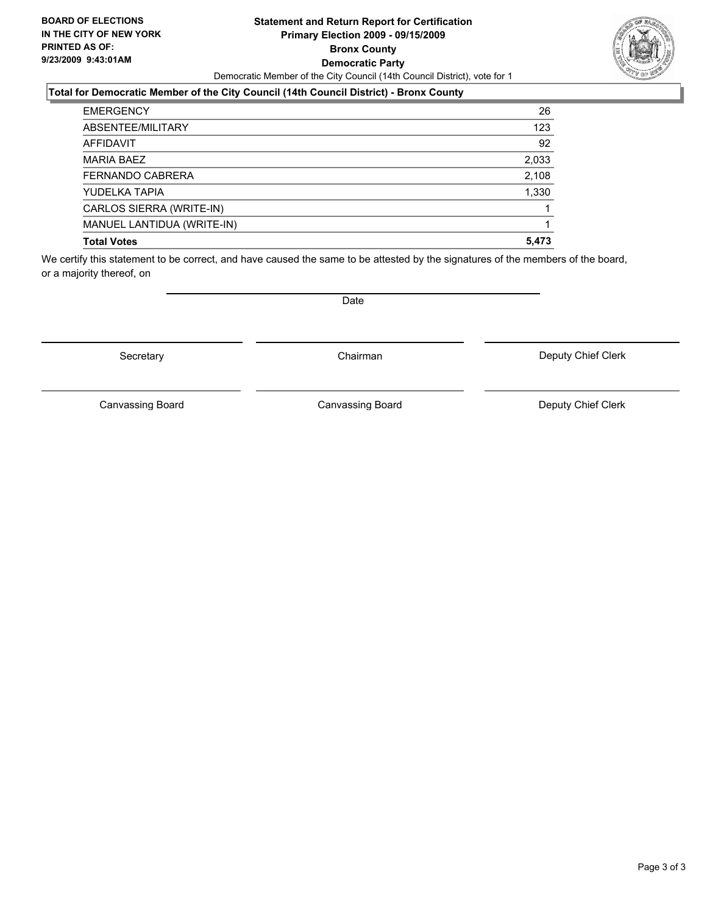**BOARD OF ELECTIONS IN THE CITY OF NEW YORK PRINTED AS OF: 9/23/2009 9:43:01AM**

# Statement and Return Report for Certification
## Primary Election 2009 - 09/15/2009
## Bronx County
## Democratic Party

Democratic Member of the City Council (14th Council District), vote for 1

### Total for Democratic Member of the City Council (14th Council District) - Bronx County

| | |
|---|---|
| EMERGENCY | 26 |
| ABSENTEE/MILITARY | 123 |
| AFFIDAVIT | 92 |
| MARIA BAEZ | 2,033 |
| FERNANDO CABRERA | 2,108 |
| YUDELKA TAPIA | 1,330 |
| CARLOS SIERRA (WRITE-IN) | 1 |
| MANUEL LANTIDUA (WRITE-IN) | 1 |
| **Total Votes** | **5,473** |

We certify this statement to be correct, and have caused the same to be attested by the signatures of the members of the board, or a majority thereof, on

Date

Secretary | Chairman | Deputy Chief Clerk

Canvassing Board | Canvassing Board | Deputy Chief Clerk